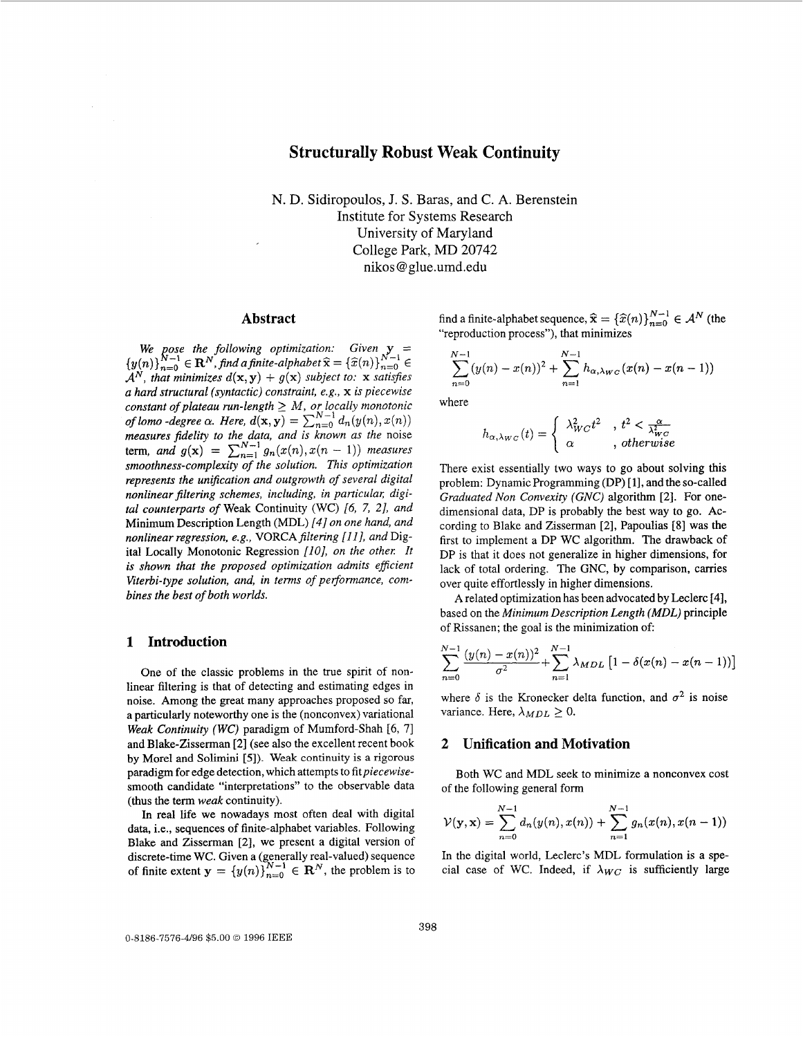# Structurally Robust Weak Continuity

N. D. Sidiropoulos, J. S. Baras, and C. A. Berenstein
Institute for Systems Research
University of Maryland
College Park, MD 20742
nikos@glue.umd.edu

## Abstract

*We pose the following optimization: Given $\mathbf{y} = \{y(n)\}_{n=0}^{N-1} \in \mathbf{R}^N$, find a finite-alphabet $\widehat{\mathbf{x}} = \{\widehat{x}(n)\}_{n=0}^{N-1} \in \mathcal{A}^N$, that minimizes $d(\mathbf{x}, \mathbf{y}) + g(\mathbf{x})$ subject to: $\mathbf{x}$ satisfies a hard structural (syntactic) constraint, e.g., $\mathbf{x}$ is piecewise constant of plateau run-length $\geq M$, or locally monotonic of lomo -degree $\alpha$. Here, $d(\mathbf{x}, \mathbf{y}) = \sum_{n=0}^{N-1} d_n(y(n), x(n))$ measures fidelity to the data, and is known as the* noise *term, and $g(\mathbf{x}) = \sum_{n=1}^{N-1} g_n(x(n), x(n-1))$ measures smoothness-complexity of the solution. This optimization represents the unification and outgrowth of several digital nonlinear filtering schemes, including, in particular, digital counterparts of* Weak Continuity (WC) *[6, 7, 2], and* Minimum Description Length (MDL) *[4] on one hand, and nonlinear regression, e.g.,* VORCA *filtering [11], and* Digital Locally Monotonic Regression *[10], on the other. It is shown that the proposed optimization admits efficient Viterbi-type solution, and, in terms of performance, combines the best of both worlds.*

## 1 Introduction

One of the classic problems in the true spirit of nonlinear filtering is that of detecting and estimating edges in noise. Among the great many approaches proposed so far, a particularly noteworthy one is the (nonconvex) variational *Weak Continuity (WC)* paradigm of Mumford-Shah [6, 7] and Blake-Zisserman [2] (see also the excellent recent book by Morel and Solimini [5]). Weak continuity is a rigorous paradigm for edge detection, which attempts to fit *piecewise*-smooth candidate "interpretations" to the observable data (thus the term *weak* continuity).

In real life we nowadays most often deal with digital data, i.e., sequences of finite-alphabet variables. Following Blake and Zisserman [2], we present a digital version of discrete-time WC. Given a (generally real-valued) sequence of finite extent $\mathbf{y} = \{y(n)\}_{n=0}^{N-1} \in \mathbf{R}^N$, the problem is to find a finite-alphabet sequence, $\widehat{\mathbf{x}} = \{\widehat{x}(n)\}_{n=0}^{N-1} \in \mathcal{A}^N$ (the "reproduction process"), that minimizes

$$\sum_{n=0}^{N-1} (y(n) - x(n))^2 + \sum_{n=1}^{N-1} h_{\alpha,\lambda_{WC}}(x(n) - x(n-1))$$

where

$$h_{\alpha,\lambda_{WC}}(t) = \begin{cases} \lambda_{WC}^2 t^2 & , t^2 < \frac{\alpha}{\lambda_{WC}^2} \\ \alpha & , \textit{otherwise} \end{cases}$$

There exist essentially two ways to go about solving this problem: Dynamic Programming (DP) [1], and the so-called *Graduated Non Convexity (GNC)* algorithm [2]. For one-dimensional data, DP is probably the best way to go. According to Blake and Zisserman [2], Papoulias [8] was the first to implement a DP WC algorithm. The drawback of DP is that it does not generalize in higher dimensions, for lack of total ordering. The GNC, by comparison, carries over quite effortlessly in higher dimensions.

A related optimization has been advocated by Leclerc [4], based on the *Minimum Description Length (MDL)* principle of Rissanen; the goal is the minimization of:

$$\sum_{n=0}^{N-1} \frac{(y(n) - x(n))^2}{\sigma^2} + \sum_{n=1}^{N-1} \lambda_{MDL} \left[1 - \delta(x(n) - x(n-1))\right]$$

where $\delta$ is the Kronecker delta function, and $\sigma^2$ is noise variance. Here, $\lambda_{MDL} \geq 0$.

## 2 Unification and Motivation

Both WC and MDL seek to minimize a nonconvex cost of the following general form

$$\mathcal{V}(\mathbf{y}, \mathbf{x}) = \sum_{n=0}^{N-1} d_n(y(n), x(n)) + \sum_{n=1}^{N-1} g_n(x(n), x(n-1))$$

In the digital world, Leclerc's MDL formulation is a special case of WC. Indeed, if $\lambda_{WC}$ is sufficiently large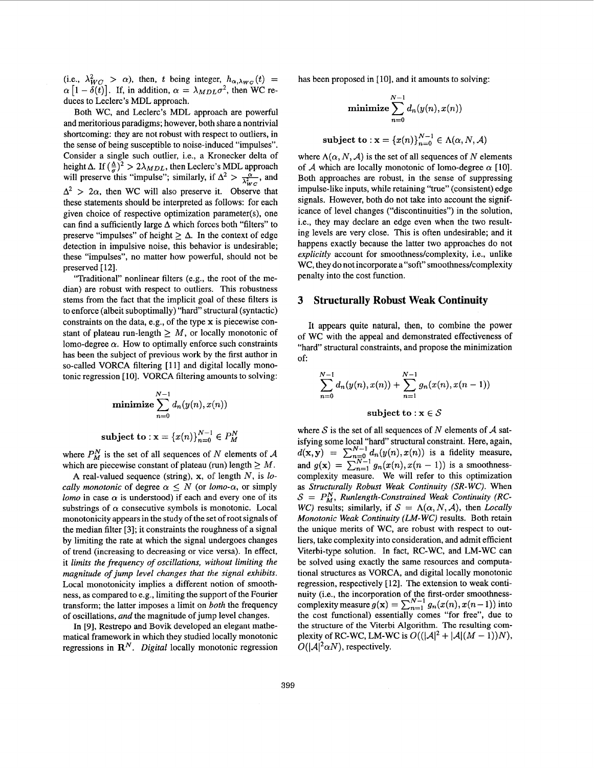(i.e., $\lambda_{WC}^2 > \alpha$), then, $t$ being integer, $h_{\alpha,\lambda_{WC}}(t) = \alpha\left[1 - \delta(t)\right]$. If, in addition, $\alpha = \lambda_{MDL}\sigma^2$, then WC reduces to Leclerc's MDL approach.

Both WC, and Leclerc's MDL approach are powerful and meritorious paradigms; however, both share a nontrivial shortcoming: they are not robust with respect to outliers, in the sense of being susceptible to noise-induced "impulses". Consider a single such outlier, i.e., a Kronecker delta of height $\Delta$. If $(\frac{\Delta}{\sigma})^2 > 2\lambda_{MDL}$, then Leclerc's MDL approach will preserve this "impulse"; similarly, if $\Delta^2 > \frac{\alpha}{\lambda_{WC}^2}$, and $\Delta^2 > 2\alpha$, then WC will also preserve it. Observe that these statements should be interpreted as follows: for each given choice of respective optimization parameter(s), one can find a sufficiently large $\Delta$ which forces both "filters" to preserve "impulses" of height $\geq \Delta$. In the context of edge detection in impulsive noise, this behavior is undesirable; these "impulses", no matter how powerful, should not be preserved [12].

"Traditional" nonlinear filters (e.g., the root of the median) are robust with respect to outliers. This robustness stems from the fact that the implicit goal of these filters is to enforce (albeit suboptimally) "hard" structural (syntactic) constraints on the data, e.g., of the type $\mathbf{x}$ is piecewise constant of plateau run-length $\geq M$, or locally monotonic of lomo-degree $\alpha$. How to optimally enforce such constraints has been the subject of previous work by the first author in so-called VORCA filtering [11] and digital locally monotonic regression [10]. VORCA filtering amounts to solving:

$$\textbf{minimize} \sum_{n=0}^{N-1} d_n(y(n), x(n))$$

$$\textbf{subject to} : \mathbf{x} = \{x(n)\}_{n=0}^{N-1} \in P_M^N$$

where $P_M^N$ is the set of all sequences of $N$ elements of $\mathcal{A}$ which are piecewise constant of plateau (run) length $\geq M$.

A real-valued sequence (string), $\mathbf{x}$, of length $N$, is *locally monotonic* of degree $\alpha \leq N$ (or *lomo-$\alpha$*, or simply *lomo* in case $\alpha$ is understood) if each and every one of its substrings of $\alpha$ consecutive symbols is monotonic. Local monotonicity appears in the study of the set of root signals of the median filter [3]; it constraints the roughness of a signal by limiting the rate at which the signal undergoes changes of trend (increasing to decreasing or vice versa). In effect, it *limits the frequency of oscillations, without limiting the magnitude of jump level changes that the signal exhibits.* Local monotonicity implies a different notion of smoothness, as compared to e.g., limiting the support of the Fourier transform; the latter imposes a limit on *both* the frequency of oscillations, *and* the magnitude of jump level changes.

In [9], Restrepo and Bovik developed an elegant mathematical framework in which they studied locally monotonic regressions in $\mathbf{R}^N$. *Digital* locally monotonic regression has been proposed in [10], and it amounts to solving:

$$\textbf{minimize} \sum_{n=0}^{N-1} d_n(y(n), x(n))$$

$$\textbf{subject to} : \mathbf{x} = \{x(n)\}_{n=0}^{N-1} \in \Lambda(\alpha, N, \mathcal{A})$$

where $\Lambda(\alpha, N, \mathcal{A})$ is the set of all sequences of $N$ elements of $\mathcal{A}$ which are locally monotonic of lomo-degree $\alpha$ [10]. Both approaches are robust, in the sense of suppressing impulse-like inputs, while retaining "true" (consistent) edge signals. However, both do not take into account the significance of level changes ("discontinuities") in the solution, i.e., they may declare an edge even when the two resulting levels are very close. This is often undesirable; and it happens exactly because the latter two approaches do not *explicitly* account for smoothness/complexity, i.e., unlike WC, they do not incorporate a "soft" smoothness/complexity penalty into the cost function.

## 3 Structurally Robust Weak Continuity

It appears quite natural, then, to combine the power of WC with the appeal and demonstrated effectiveness of "hard" structural constraints, and propose the minimization of:

$$\sum_{n=0}^{N-1} d_n(y(n), x(n)) + \sum_{n=1}^{N-1} g_n(x(n), x(n-1))$$

$$\textbf{subject to} : \mathbf{x} \in \mathcal{S}$$

where $\mathcal{S}$ is the set of all sequences of $N$ elements of $\mathcal{A}$ satisfying some local "hard" structural constraint. Here, again, $d(\mathbf{x}, \mathbf{y}) = \sum_{n=0}^{N-1} d_n(y(n), x(n))$ is a fidelity measure, and $g(\mathbf{x}) = \sum_{n=1}^{N-1} g_n(x(n), x(n-1))$ is a smoothness-complexity measure. We will refer to this optimization as *Structurally Robust Weak Continuity (SR-WC)*. When $\mathcal{S} = P_M^N$, *Runlength-Constrained Weak Continuity (RC-WC)* results; similarly, if $\mathcal{S} = \Lambda(\alpha, N, \mathcal{A})$, then *Locally Monotonic Weak Continuity (LM-WC)* results. Both retain the unique merits of WC, are robust with respect to outliers, take complexity into consideration, and admit efficient Viterbi-type solution. In fact, RC-WC, and LM-WC can be solved using exactly the same resources and computational structures as VORCA, and digital locally monotonic regression, respectively [12]. The extension to weak continuity (i.e., the incorporation of the first-order smoothness-complexity measure $g(\mathbf{x}) = \sum_{n=1}^{N-1} g_n(x(n), x(n-1))$ into the cost functional) essentially comes "for free", due to the structure of the Viterbi Algorithm. The resulting complexity of RC-WC, LM-WC is $O((|\mathcal{A}|^2 + |\mathcal{A}|(M-1))N)$, $O(|\mathcal{A}|^2 \alpha N)$, respectively.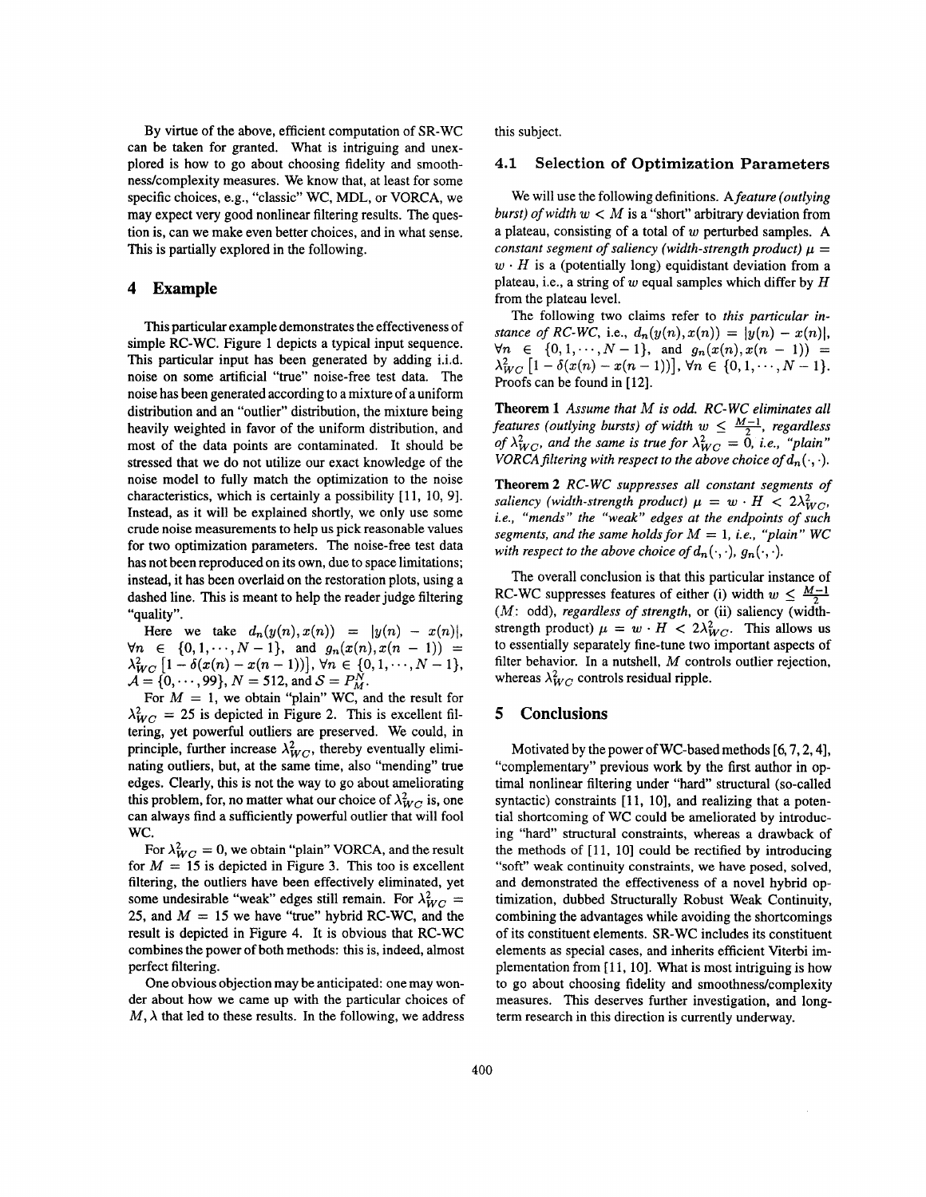By virtue of the above, efficient computation of SR-WC can be taken for granted. What is intriguing and unexplored is how to go about choosing fidelity and smoothness/complexity measures. We know that, at least for some specific choices, e.g., "classic" WC, MDL, or VORCA, we may expect very good nonlinear filtering results. The question is, can we make even better choices, and in what sense. This is partially explored in the following.

## 4 Example

This particular example demonstrates the effectiveness of simple RC-WC. Figure 1 depicts a typical input sequence. This particular input has been generated by adding i.i.d. noise on some artificial "true" noise-free test data. The noise has been generated according to a mixture of a uniform distribution and an "outlier" distribution, the mixture being heavily weighted in favor of the uniform distribution, and most of the data points are contaminated. It should be stressed that we do not utilize our exact knowledge of the noise model to fully match the optimization to the noise characteristics, which is certainly a possibility [11, 10, 9]. Instead, as it will be explained shortly, we only use some crude noise measurements to help us pick reasonable values for two optimization parameters. The noise-free test data has not been reproduced on its own, due to space limitations; instead, it has been overlaid on the restoration plots, using a dashed line. This is meant to help the reader judge filtering "quality".

Here we take $d_n(y(n), x(n)) = |y(n) - x(n)|$, $\forall n \in \{0, 1, \cdots, N-1\}$, and $g_n(x(n), x(n-1)) = \lambda_{WC}^2 [1 - \delta(x(n) - x(n-1))]$, $\forall n \in \{0, 1, \cdots, N-1\}$, $\mathcal{A} = \{0, \cdots, 99\}$, $N = 512$, and $\mathcal{S} = P_M^N$.

For $M = 1$, we obtain "plain" WC, and the result for $\lambda_{WC}^2 = 25$ is depicted in Figure 2. This is excellent filtering, yet powerful outliers are preserved. We could, in principle, further increase $\lambda_{WC}^2$, thereby eventually eliminating outliers, but, at the same time, also "mending" true edges. Clearly, this is not the way to go about ameliorating this problem, for, no matter what our choice of $\lambda_{WC}^2$ is, one can always find a sufficiently powerful outlier that will fool WC.

For $\lambda_{WC}^2 = 0$, we obtain "plain" VORCA, and the result for $M = 15$ is depicted in Figure 3. This too is excellent filtering, the outliers have been effectively eliminated, yet some undesirable "weak" edges still remain. For $\lambda_{WC}^2 = 25$, and $M = 15$ we have "true" hybrid RC-WC, and the result is depicted in Figure 4. It is obvious that RC-WC combines the power of both methods: this is, indeed, almost perfect filtering.

One obvious objection may be anticipated: one may wonder about how we came up with the particular choices of $M, \lambda$ that led to these results. In the following, we address this subject.

### 4.1 Selection of Optimization Parameters

We will use the following definitions. A *feature (outlying burst) of width* $w < M$ is a "short" arbitrary deviation from a plateau, consisting of a total of $w$ perturbed samples. A *constant segment of saliency (width-strength product)* $\mu = w \cdot H$ is a (potentially long) equidistant deviation from a plateau, i.e., a string of $w$ equal samples which differ by $H$ from the plateau level.

The following two claims refer to *this particular instance of RC-WC*, i.e., $d_n(y(n), x(n)) = |y(n) - x(n)|$, $\forall n \in \{0, 1, \cdots, N-1\}$, and $g_n(x(n), x(n-1)) = \lambda_{WC}^2 [1 - \delta(x(n) - x(n-1))]$, $\forall n \in \{0, 1, \cdots, N-1\}$. Proofs can be found in [12].

**Theorem 1** *Assume that $M$ is odd. RC-WC eliminates all features (outlying bursts) of width $w \leq \frac{M-1}{2}$, regardless of $\lambda_{WC}^2$, and the same is true for $\lambda_{WC}^2 = 0$, i.e., "plain" VORCA filtering with respect to the above choice of $d_n(\cdot, \cdot)$.*

**Theorem 2** *RC-WC suppresses all constant segments of saliency (width-strength product) $\mu = w \cdot H < 2\lambda_{WC}^2$, i.e., "mends" the "weak" edges at the endpoints of such segments, and the same holds for $M = 1$, i.e., "plain" WC with respect to the above choice of $d_n(\cdot, \cdot)$, $g_n(\cdot, \cdot)$.*

The overall conclusion is that this particular instance of RC-WC suppresses features of either (i) width $w \leq \frac{M-1}{2}$ ($M$: odd), *regardless of strength*, or (ii) saliency (width-strength product) $\mu = w \cdot H < 2\lambda_{WC}^2$. This allows us to essentially separately fine-tune two important aspects of filter behavior. In a nutshell, $M$ controls outlier rejection, whereas $\lambda_{WC}^2$ controls residual ripple.

## 5 Conclusions

Motivated by the power of WC-based methods [6, 7, 2, 4], "complementary" previous work by the first author in optimal nonlinear filtering under "hard" structural (so-called syntactic) constraints [11, 10], and realizing that a potential shortcoming of WC could be ameliorated by introducing "hard" structural constraints, whereas a drawback of the methods of [11, 10] could be rectified by introducing "soft" weak continuity constraints, we have posed, solved, and demonstrated the effectiveness of a novel hybrid optimization, dubbed Structurally Robust Weak Continuity, combining the advantages while avoiding the shortcomings of its constituent elements. SR-WC includes its constituent elements as special cases, and inherits efficient Viterbi implementation from [11, 10]. What is most intriguing is how to go about choosing fidelity and smoothness/complexity measures. This deserves further investigation, and long-term research in this direction is currently underway.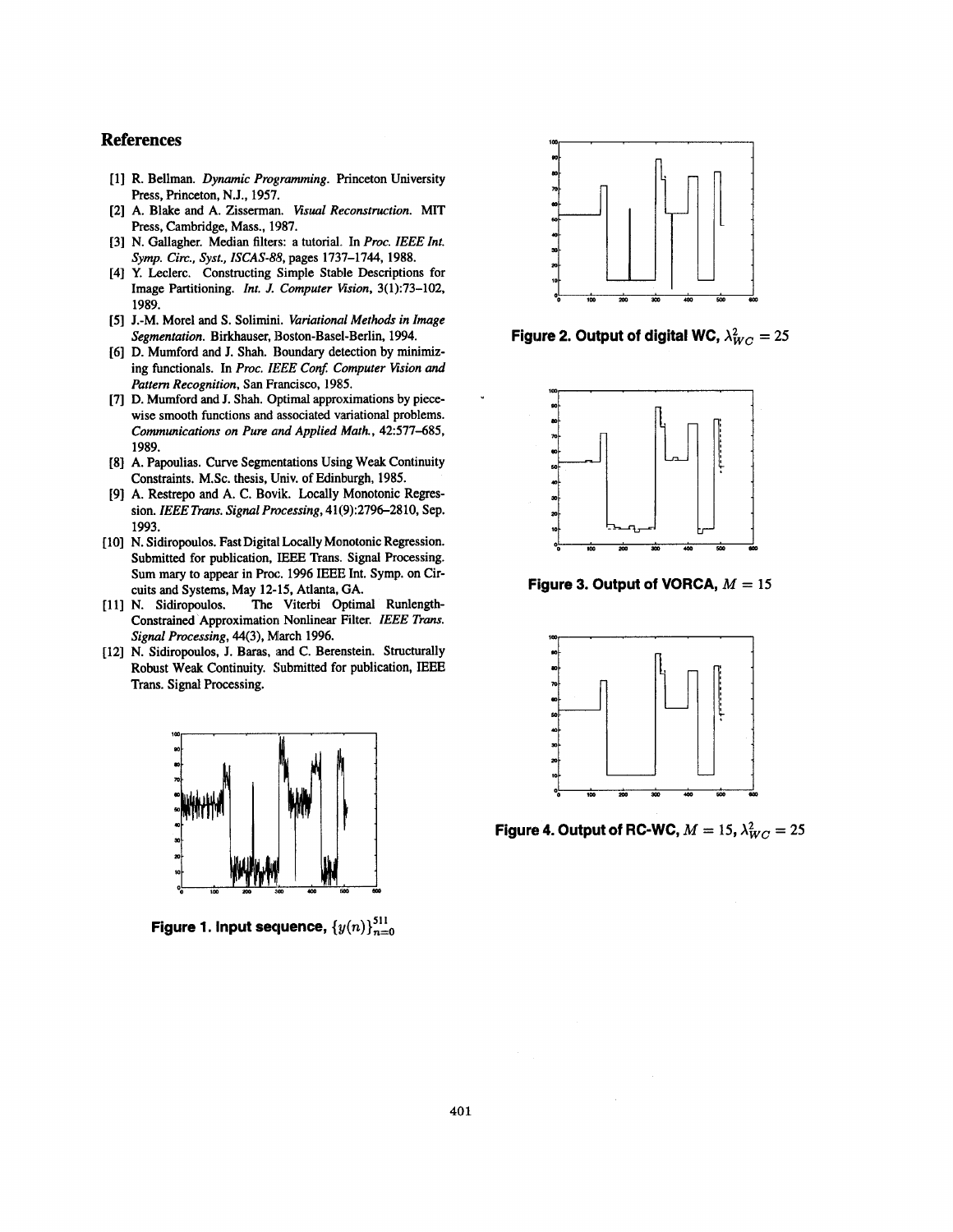## References

[1] R. Bellman. *Dynamic Programming*. Princeton University Press, Princeton, N.J., 1957.

[2] A. Blake and A. Zisserman. *Visual Reconstruction*. MIT Press, Cambridge, Mass., 1987.

[3] N. Gallagher. Median filters: a tutorial. In *Proc. IEEE Int. Symp. Circ., Syst., ISCAS-88*, pages 1737–1744, 1988.

[4] Y. Leclerc. Constructing Simple Stable Descriptions for Image Partitioning. *Int. J. Computer Vision*, 3(1):73–102, 1989.

[5] J.-M. Morel and S. Solimini. *Variational Methods in Image Segmentation*. Birkhauser, Boston-Basel-Berlin, 1994.

[6] D. Mumford and J. Shah. Boundary detection by minimizing functionals. In *Proc. IEEE Conf. Computer Vision and Pattern Recognition*, San Francisco, 1985.

[7] D. Mumford and J. Shah. Optimal approximations by piecewise smooth functions and associated variational problems. *Communications on Pure and Applied Math.*, 42:577–685, 1989.

[8] A. Papoulias. Curve Segmentations Using Weak Continuity Constraints. M.Sc. thesis, Univ. of Edinburgh, 1985.

[9] A. Restrepo and A. C. Bovik. Locally Monotonic Regression. *IEEE Trans. Signal Processing*, 41(9):2796–2810, Sep. 1993.

[10] N. Sidiropoulos. Fast Digital Locally Monotonic Regression. Submitted for publication, IEEE Trans. Signal Processing. Sum mary to appear in Proc. 1996 IEEE Int. Symp. on Circuits and Systems, May 12-15, Atlanta, GA.

[11] N. Sidiropoulos. The Viterbi Optimal Runlength-Constrained Approximation Nonlinear Filter. *IEEE Trans. Signal Processing*, 44(3), March 1996.

[12] N. Sidiropoulos, J. Baras, and C. Berenstein. Structurally Robust Weak Continuity. Submitted for publication, IEEE Trans. Signal Processing.

100
90
80
70
60
50
40
30
20
10
0
0 100 200 300 400 500 600

**Figure 1. Input sequence, $\{y(n)\}_{n=0}^{511}$**

100
90
80
70
60
50
40
30
20
10
0
0 100 200 300 400 500 600

**Figure 2. Output of digital WC, $\lambda_{WC}^2 = 25$**

100
90
80
70
60
50
40
30
20
10
0
0 100 200 300 400 500 600

**Figure 3. Output of VORCA, $M = 15$**

100
90
80
70
60
50
40
30
20
10
0
0 100 200 300 400 500 600

**Figure 4. Output of RC-WC, $M = 15, \lambda_{WC}^2 = 25$**